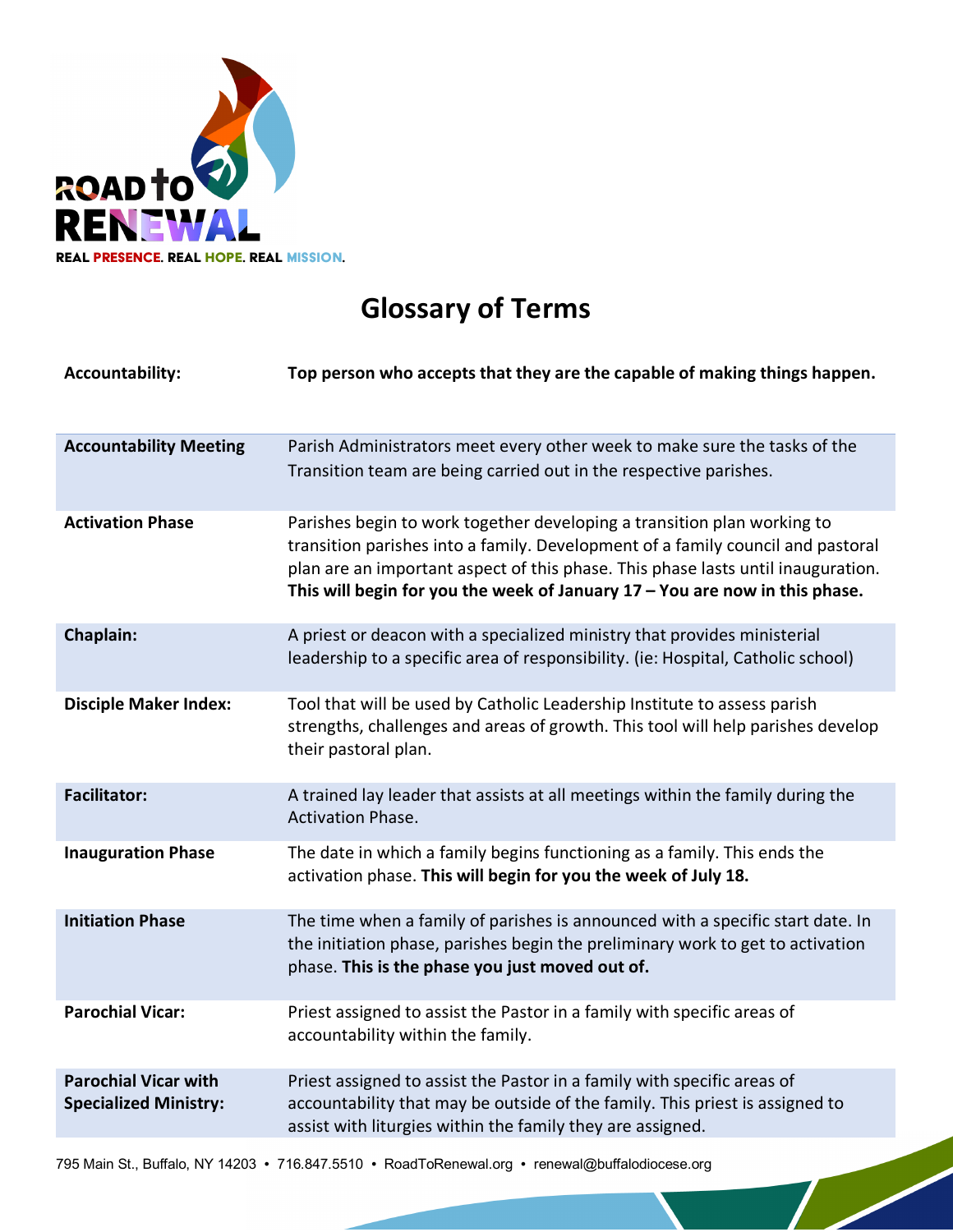ROAD TO RENEWAL

REAL PRESENCE. REAL HOPE. REAL MISSION.

# Glossary of Terms

| Term | Definition |
|---|---|
| **Accountability:** | **Top person who accepts that they are the capable of making things happen.** |
| **Accountability Meeting** | Parish Administrators meet every other week to make sure the tasks of the Transition team are being carried out in the respective parishes. |
| **Activation Phase** | Parishes begin to work together developing a transition plan working to transition parishes into a family. Development of a family council and pastoral plan are an important aspect of this phase. This phase lasts until inauguration. **This will begin for you the week of January 17 – You are now in this phase.** |
| **Chaplain:** | A priest or deacon with a specialized ministry that provides ministerial leadership to a specific area of responsibility. (ie: Hospital, Catholic school) |
| **Disciple Maker Index:** | Tool that will be used by Catholic Leadership Institute to assess parish strengths, challenges and areas of growth. This tool will help parishes develop their pastoral plan. |
| **Facilitator:** | A trained lay leader that assists at all meetings within the family during the Activation Phase. |
| **Inauguration Phase** | The date in which a family begins functioning as a family. This ends the activation phase. **This will begin for you the week of July 18.** |
| **Initiation Phase** | The time when a family of parishes is announced with a specific start date. In the initiation phase, parishes begin the preliminary work to get to activation phase. **This is the phase you just moved out of.** |
| **Parochial Vicar:** | Priest assigned to assist the Pastor in a family with specific areas of accountability within the family. |
| **Parochial Vicar with Specialized Ministry:** | Priest assigned to assist the Pastor in a family with specific areas of accountability that may be outside of the family. This priest is assigned to assist with liturgies within the family they are assigned. |

795 Main St., Buffalo, NY 14203 • 716.847.5510 • RoadToRenewal.org • renewal@buffalodiocese.org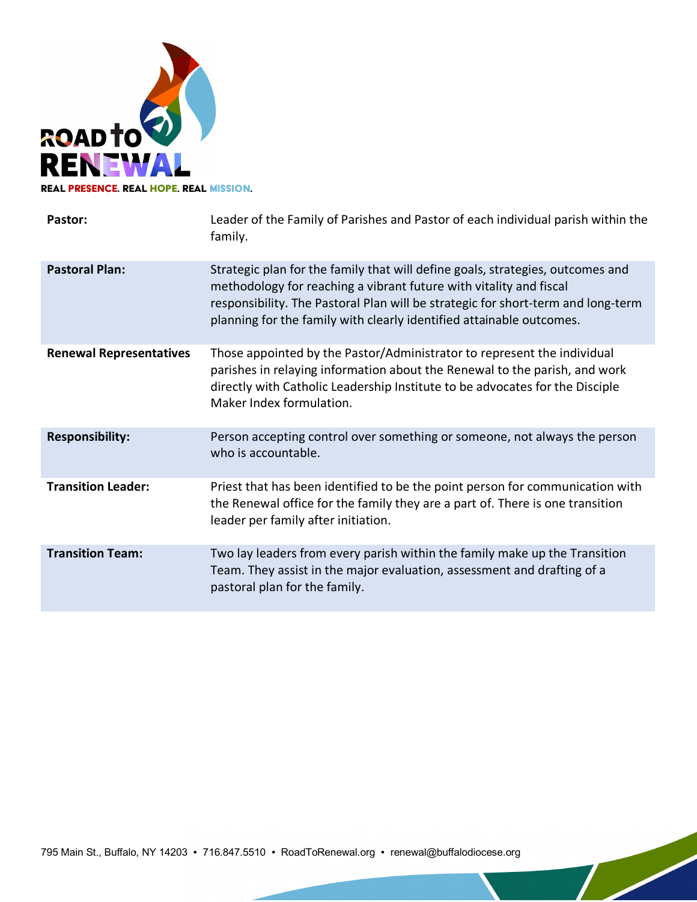REAL PRESENCE. REAL HOPE. REAL MISSION.

| | |
|---|---|
| **Pastor:** | Leader of the Family of Parishes and Pastor of each individual parish within the family. |
| **Pastoral Plan:** | Strategic plan for the family that will define goals, strategies, outcomes and methodology for reaching a vibrant future with vitality and fiscal responsibility. The Pastoral Plan will be strategic for short-term and long-term planning for the family with clearly identified attainable outcomes. |
| **Renewal Representatives** | Those appointed by the Pastor/Administrator to represent the individual parishes in relaying information about the Renewal to the parish, and work directly with Catholic Leadership Institute to be advocates for the Disciple Maker Index formulation. |
| **Responsibility:** | Person accepting control over something or someone, not always the person who is accountable. |
| **Transition Leader:** | Priest that has been identified to be the point person for communication with the Renewal office for the family they are a part of. There is one transition leader per family after initiation. |
| **Transition Team:** | Two lay leaders from every parish within the family make up the Transition Team. They assist in the major evaluation, assessment and drafting of a pastoral plan for the family. |

795 Main St., Buffalo, NY 14203 • 716.847.5510 • RoadToRenewal.org • renewal@buffalodiocese.org